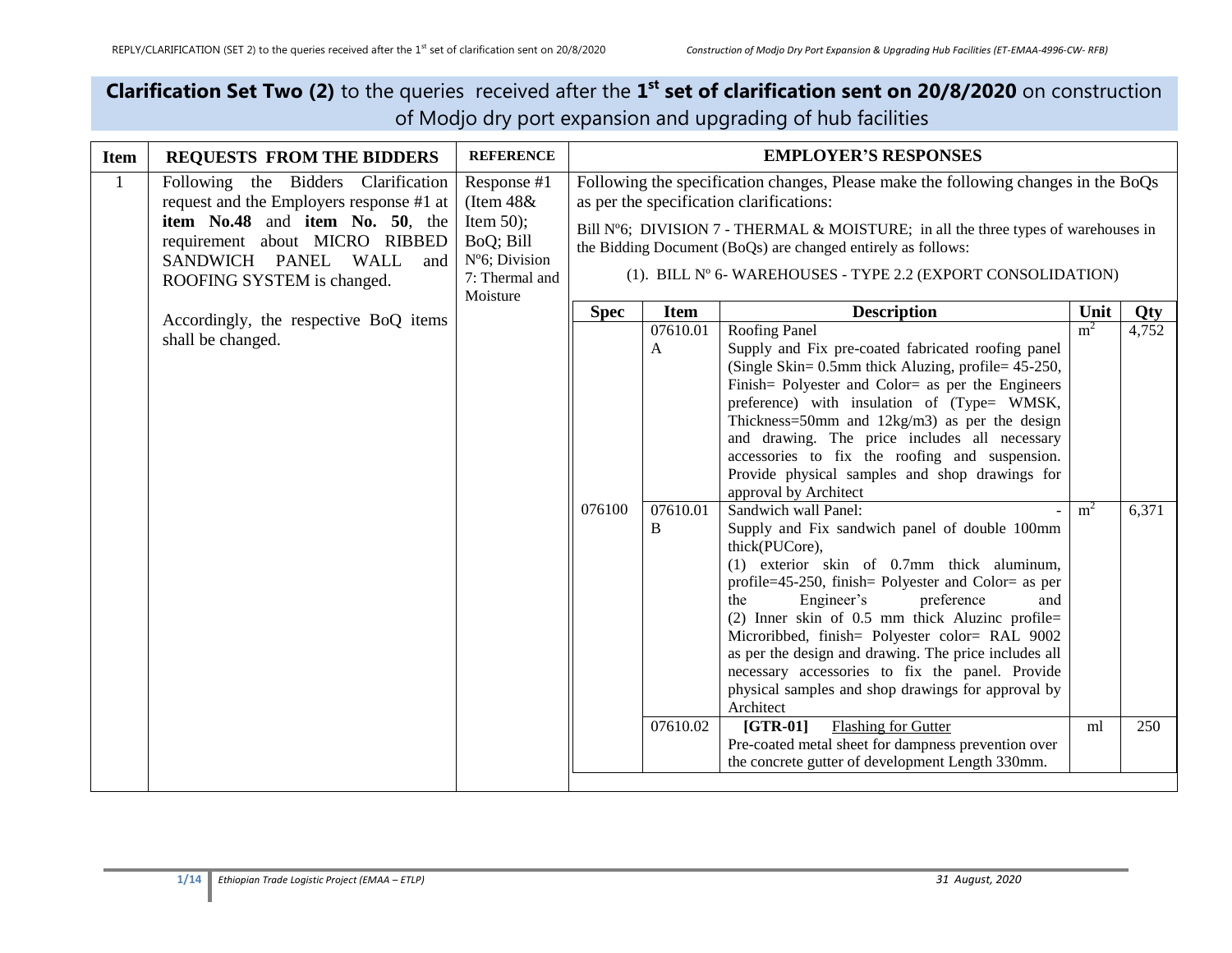# **Clarification Set Two (2)** to the queries received after the **1st set of clarification sent on 20/8/2020** on construction of Modjo dry port expansion and upgrading of hub facilities

| Item | REQUESTS FROM THE BIDDERS | REFERENCE | EMPLOYER'S RESPONSES |
|---|---|---|---|
| 1 | Following the Bidders Clarification request and the Employers response #1 at **item No.48** and **item No. 50**, the requirement about MICRO RIBBED SANDWICH PANEL WALL and ROOFING SYSTEM is changed. Accordingly, the respective BoQ items shall be changed. | Response #1 (Item 48& Item 50); BoQ; Bill Nº6; Division 7: Thermal and Moisture | Following the specification changes, Please make the following changes in the BoQs as per the specification clarifications: Bill Nº6; DIVISION 7 - THERMAL & MOISTURE; in all the three types of warehouses in the Bidding Document (BoQs) are changed entirely as follows: (1). BILL Nº 6- WAREHOUSES - TYPE 2.2 (EXPORT CONSOLIDATION) |

| Spec | Item | Description | Unit | Qty |
|---|---|---|---|---|
| 076100 | 07610.01 A | Roofing Panel<br>Supply and Fix pre-coated fabricated roofing panel (Single Skin= 0.5mm thick Aluzing, profile= 45-250, Finish= Polyester and Color= as per the Engineers preference) with insulation of (Type= WMSK, Thickness=50mm and 12kg/m3) as per the design and drawing. The price includes all necessary accessories to fix the roofing and suspension. Provide physical samples and shop drawings for approval by Architect | $m^2$ | 4,752 |
| | 07610.01 B | Sandwich wall Panel: -<br>Supply and Fix sandwich panel of double 100mm thick(PUCore),<br>(1) exterior skin of 0.7mm thick aluminum, profile=45-250, finish= Polyester and Color= as per the Engineer's preference and<br>(2) Inner skin of 0.5 mm thick Aluzinc profile= Microribbed, finish= Polyester color= RAL 9002 as per the design and drawing. The price includes all necessary accessories to fix the panel. Provide physical samples and shop drawings for approval by Architect | $m^2$ | 6,371 |
| | 07610.02 | **[GTR-01]** Flashing for Gutter<br>Pre-coated metal sheet for dampness prevention over the concrete gutter of development Length 330mm. | ml | 250 |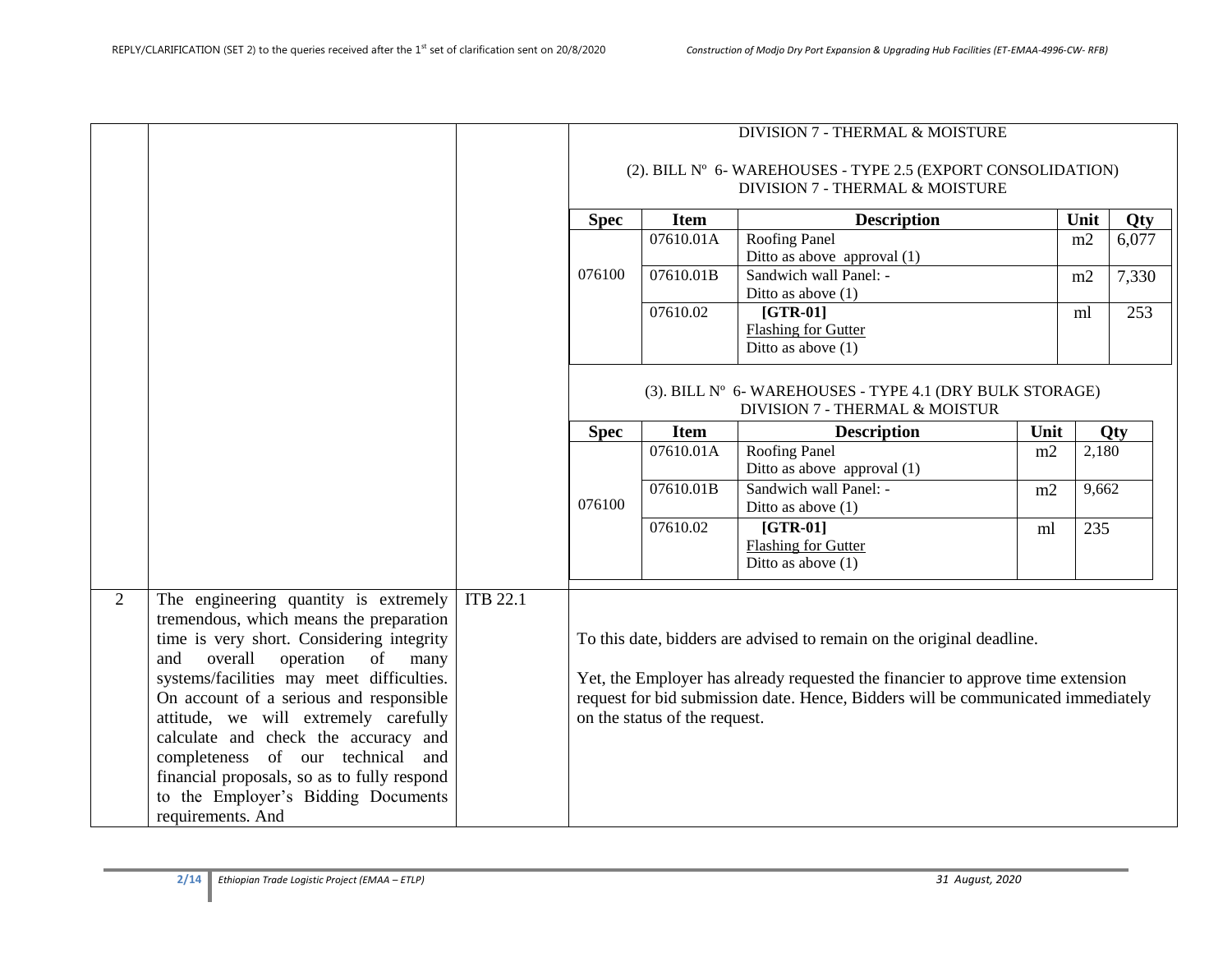| | | | |
|---|---|---|---|
| | | | DIVISION 7 - THERMAL & MOISTURE |
| | | | (2). BILL Nº 6- WAREHOUSES - TYPE 2.5 (EXPORT CONSOLIDATION) DIVISION 7 - THERMAL & MOISTURE |
| | | | |

| Spec | Item | Description | Unit | Qty |
|---|---|---|---|---|
| 076100 | 07610.01A | Roofing Panel<br>Ditto as above approval (1) | m2 | 6,077 |
| | 07610.01B | Sandwich wall Panel: -<br>Ditto as above (1) | m2 | 7,330 |
| | 07610.02 | **[GTR-01]**<br>Flashing for Gutter<br>Ditto as above (1) | ml | 253 |

(3). BILL Nº 6- WAREHOUSES - TYPE 4.1 (DRY BULK STORAGE)
DIVISION 7 - THERMAL & MOISTUR

| Spec | Item | Description | Unit | Qty |
|---|---|---|---|---|
| 076100 | 07610.01A | Roofing Panel<br>Ditto as above approval (1) | m2 | 2,180 |
| | 07610.01B | Sandwich wall Panel: -<br>Ditto as above (1) | m2 | 9,662 |
| | 07610.02 | **[GTR-01]**<br>Flashing for Gutter<br>Ditto as above (1) | ml | 235 |

| | | | |
|---|---|---|---|
| 2 | The engineering quantity is extremely tremendous, which means the preparation time is very short. Considering integrity and overall operation of many systems/facilities may meet difficulties. On account of a serious and responsible attitude, we will extremely carefully calculate and check the accuracy and completeness of our technical and financial proposals, so as to fully respond to the Employer's Bidding Documents requirements. And | ITB 22.1 | To this date, bidders are advised to remain on the original deadline.<br><br>Yet, the Employer has already requested the financier to approve time extension request for bid submission date. Hence, Bidders will be communicated immediately on the status of the request. |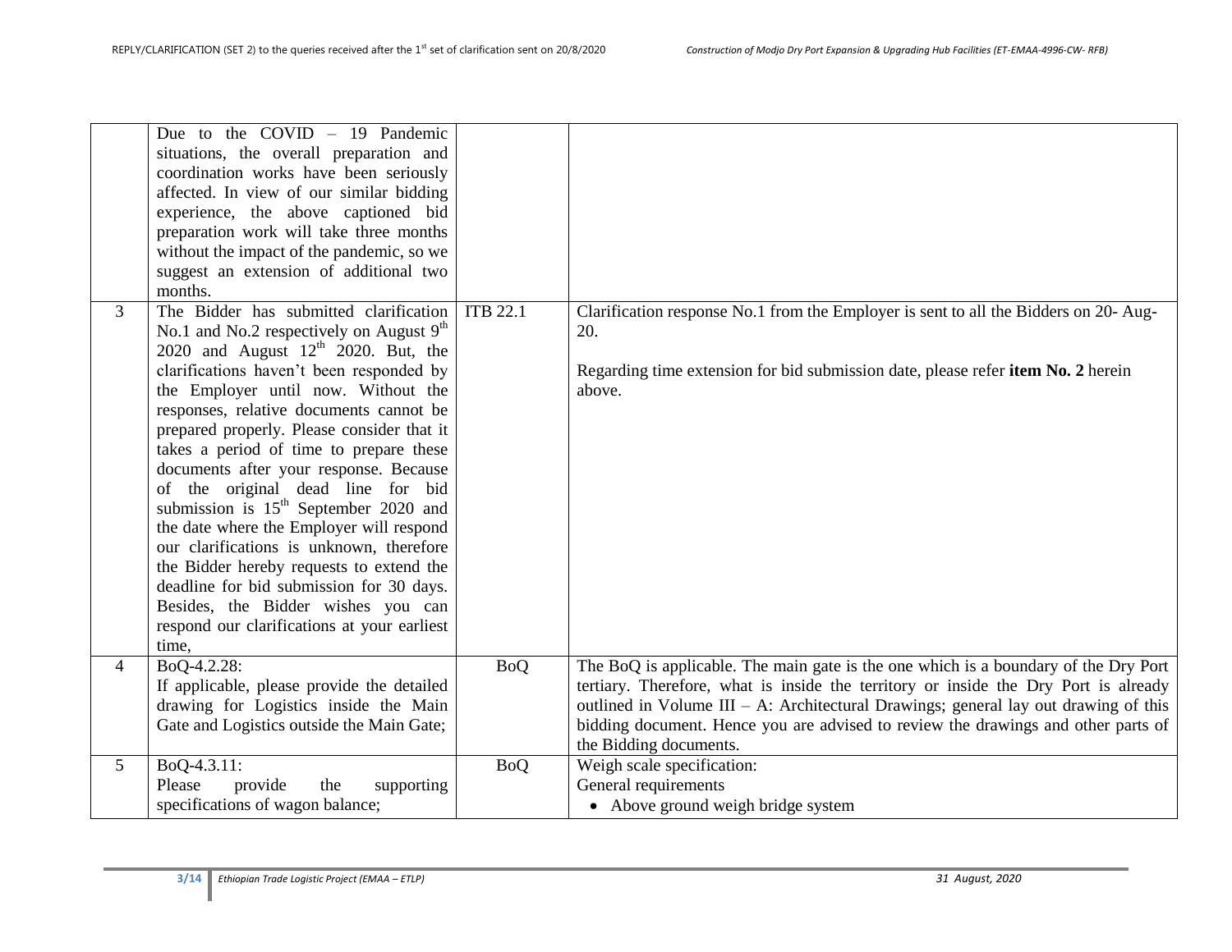| | | | |
|---|---|---|---|
| | Due to the COVID – 19 Pandemic situations, the overall preparation and coordination works have been seriously affected. In view of our similar bidding experience, the above captioned bid preparation work will take three months without the impact of the pandemic, so we suggest an extension of additional two months. | | |
| 3 | The Bidder has submitted clarification No.1 and No.2 respectively on August 9th 2020 and August 12th 2020. But, the clarifications haven't been responded by the Employer until now. Without the responses, relative documents cannot be prepared properly. Please consider that it takes a period of time to prepare these documents after your response. Because of the original dead line for bid submission is 15th September 2020 and the date where the Employer will respond our clarifications is unknown, therefore the Bidder hereby requests to extend the deadline for bid submission for 30 days. Besides, the Bidder wishes you can respond our clarifications at your earliest time, | ITB 22.1 | Clarification response No.1 from the Employer is sent to all the Bidders on 20- Aug-20.<br><br>Regarding time extension for bid submission date, please refer **item No. 2** herein above. |
| 4 | BoQ-4.2.28:<br>If applicable, please provide the detailed drawing for Logistics inside the Main Gate and Logistics outside the Main Gate; | BoQ | The BoQ is applicable. The main gate is the one which is a boundary of the Dry Port tertiary. Therefore, what is inside the territory or inside the Dry Port is already outlined in Volume III – A: Architectural Drawings; general lay out drawing of this bidding document. Hence you are advised to review the drawings and other parts of the Bidding documents. |
| 5 | BoQ-4.3.11:<br>Please provide the supporting specifications of wagon balance; | BoQ | Weigh scale specification:<br>General requirements<br>• Above ground weigh bridge system |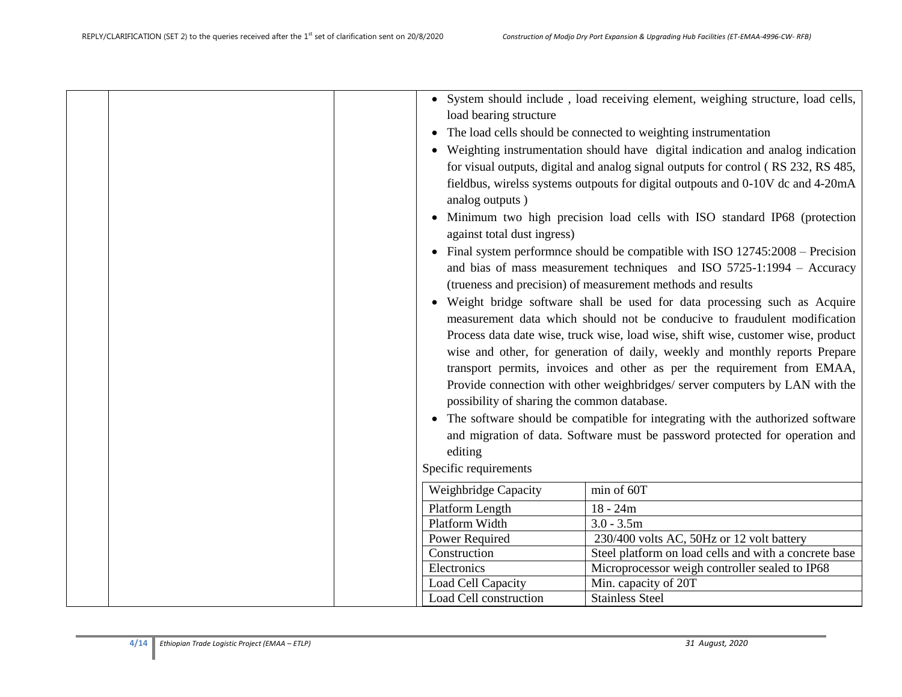- System should include , load receiving element, weighing structure, load cells, load bearing structure
- The load cells should be connected to weighting instrumentation
- Weighting instrumentation should have digital indication and analog indication for visual outputs, digital and analog signal outputs for control ( RS 232, RS 485, fieldbus, wirelss systems outpouts for digital outpouts and 0-10V dc and 4-20mA analog outputs )
- Minimum two high precision load cells with ISO standard IP68 (protection against total dust ingress)
- Final system performnce should be compatible with ISO 12745:2008 – Precision and bias of mass measurement techniques and ISO 5725-1:1994 – Accuracy (trueness and precision) of measurement methods and results
- Weight bridge software shall be used for data processing such as Acquire measurement data which should not be conducive to fraudulent modification Process data date wise, truck wise, load wise, shift wise, customer wise, product wise and other, for generation of daily, weekly and monthly reports Prepare transport permits, invoices and other as per the requirement from EMAA, Provide connection with other weighbridges/ server computers by LAN with the possibility of sharing the common database.
- The software should be compatible for integrating with the authorized software and migration of data. Software must be password protected for operation and editing

Specific requirements

| Weighbridge Capacity | min of 60T |
|---|---|
| Platform Length | 18 - 24m |
| Platform Width | 3.0 - 3.5m |
| Power Required | 230/400 volts AC, 50Hz or 12 volt battery |
| Construction | Steel platform on load cells and with a concrete base |
| Electronics | Microprocessor weigh controller sealed to IP68 |
| Load Cell Capacity | Min. capacity of 20T |
| Load Cell construction | Stainless Steel |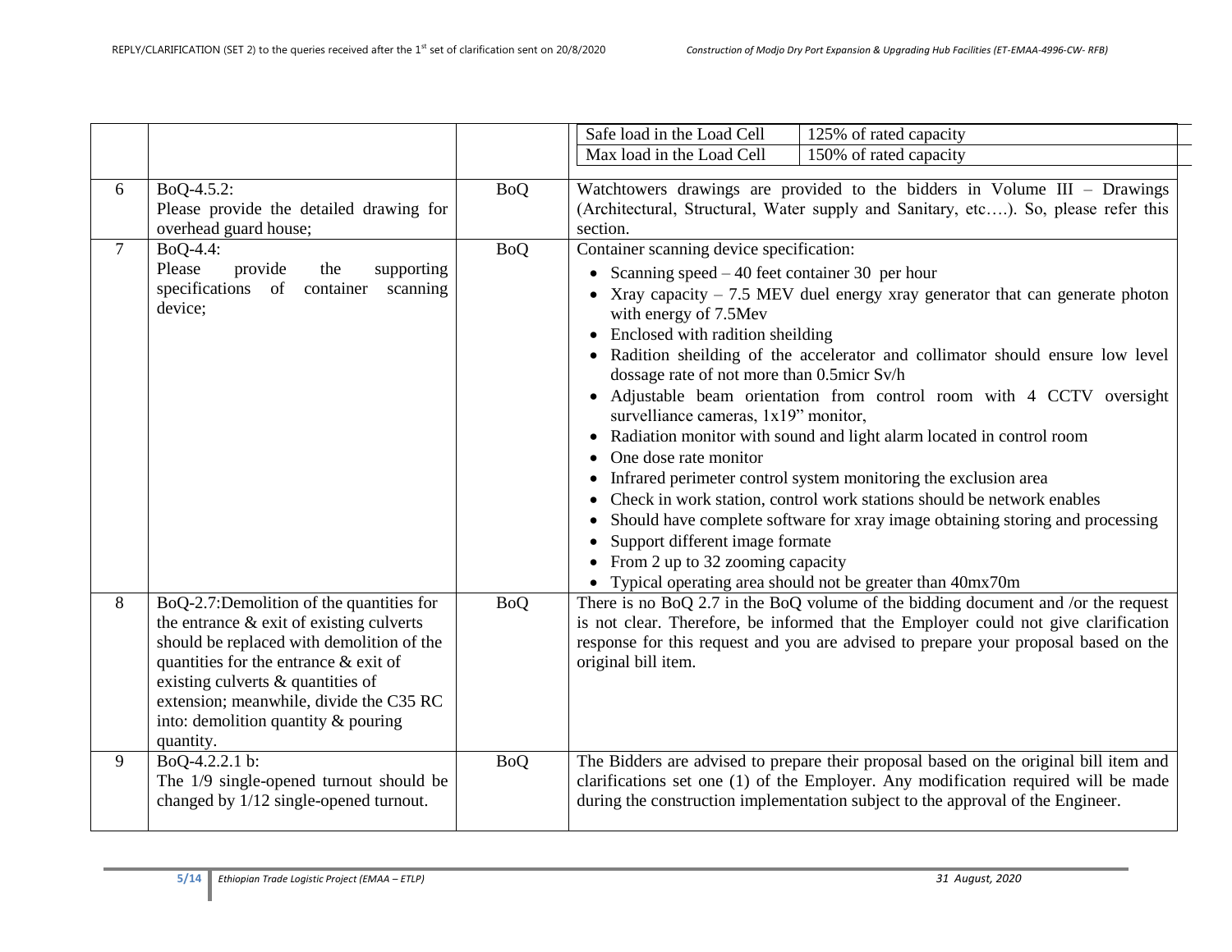| | | | |
|---|---|---|---|
| | | | Safe load in the Load Cell: 125% of rated capacity<br>Max load in the Load Cell: 150% of rated capacity |
| 6 | BoQ-4.5.2:<br>Please provide the detailed drawing for overhead guard house; | BoQ | Watchtowers drawings are provided to the bidders in Volume III – Drawings (Architectural, Structural, Water supply and Sanitary, etc….). So, please refer this section. |
| 7 | BoQ-4.4:<br>Please provide the supporting specifications of container scanning device; | BoQ | Container scanning device specification:<br>• Scanning speed – 40 feet container 30 per hour<br>• Xray capacity – 7.5 MEV duel energy xray generator that can generate photon with energy of 7.5Mev<br>• Enclosed with radition sheilding<br>• Radition sheilding of the accelerator and collimator should ensure low level dossage rate of not more than 0.5micr Sv/h<br>• Adjustable beam orientation from control room with 4 CCTV oversight survelliance cameras, 1x19" monitor,<br>• Radiation monitor with sound and light alarm located in control room<br>• One dose rate monitor<br>• Infrared perimeter control system monitoring the exclusion area<br>• Check in work station, control work stations should be network enables<br>• Should have complete software for xray image obtaining storing and processing<br>• Support different image formate<br>• From 2 up to 32 zooming capacity<br>• Typical operating area should not be greater than 40mx70m |
| 8 | BoQ-2.7:Demolition of the quantities for the entrance & exit of existing culverts should be replaced with demolition of the quantities for the entrance & exit of existing culverts & quantities of extension; meanwhile, divide the C35 RC into: demolition quantity & pouring quantity. | BoQ | There is no BoQ 2.7 in the BoQ volume of the bidding document and /or the request is not clear. Therefore, be informed that the Employer could not give clarification response for this request and you are advised to prepare your proposal based on the original bill item. |
| 9 | BoQ-4.2.2.1 b:<br>The 1/9 single-opened turnout should be changed by 1/12 single-opened turnout. | BoQ | The Bidders are advised to prepare their proposal based on the original bill item and clarifications set one (1) of the Employer. Any modification required will be made during the construction implementation subject to the approval of the Engineer. |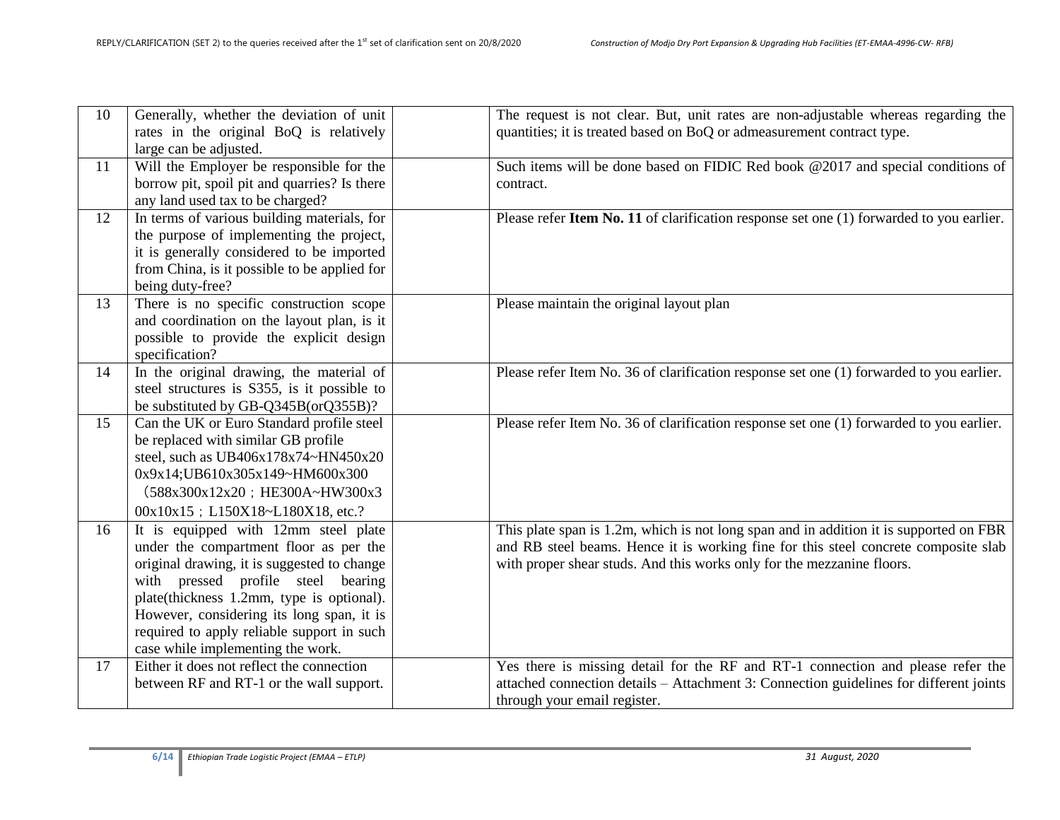| | | | |
|---|---|---|---|
| 10 | Generally, whether the deviation of unit rates in the original BoQ is relatively large can be adjusted. | | The request is not clear. But, unit rates are non-adjustable whereas regarding the quantities; it is treated based on BoQ or admeasurement contract type. |
| 11 | Will the Employer be responsible for the borrow pit, spoil pit and quarries? Is there any land used tax to be charged? | | Such items will be done based on FIDIC Red book @2017 and special conditions of contract. |
| 12 | In terms of various building materials, for the purpose of implementing the project, it is generally considered to be imported from China, is it possible to be applied for being duty-free? | | Please refer **Item No. 11** of clarification response set one (1) forwarded to you earlier. |
| 13 | There is no specific construction scope and coordination on the layout plan, is it possible to provide the explicit design specification? | | Please maintain the original layout plan |
| 14 | In the original drawing, the material of steel structures is S355, is it possible to be substituted by GB-Q345B(orQ355B)? | | Please refer Item No. 36 of clarification response set one (1) forwarded to you earlier. |
| 15 | Can the UK or Euro Standard profile steel be replaced with similar GB profile steel, such as UB406x178x74~HN450x200x9x14;UB610x305x149~HM600x300（588x300x12x20；HE300A~HW300x300x10x15；L150X18~L180X18, etc.? | | Please refer Item No. 36 of clarification response set one (1) forwarded to you earlier. |
| 16 | It is equipped with 12mm steel plate under the compartment floor as per the original drawing, it is suggested to change with pressed profile steel bearing plate(thickness 1.2mm, type is optional). However, considering its long span, it is required to apply reliable support in such case while implementing the work. | | This plate span is 1.2m, which is not long span and in addition it is supported on FBR and RB steel beams. Hence it is working fine for this steel concrete composite slab with proper shear studs. And this works only for the mezzanine floors. |
| 17 | Either it does not reflect the connection between RF and RT-1 or the wall support. | | Yes there is missing detail for the RF and RT-1 connection and please refer the attached connection details – Attachment 3: Connection guidelines for different joints through your email register. |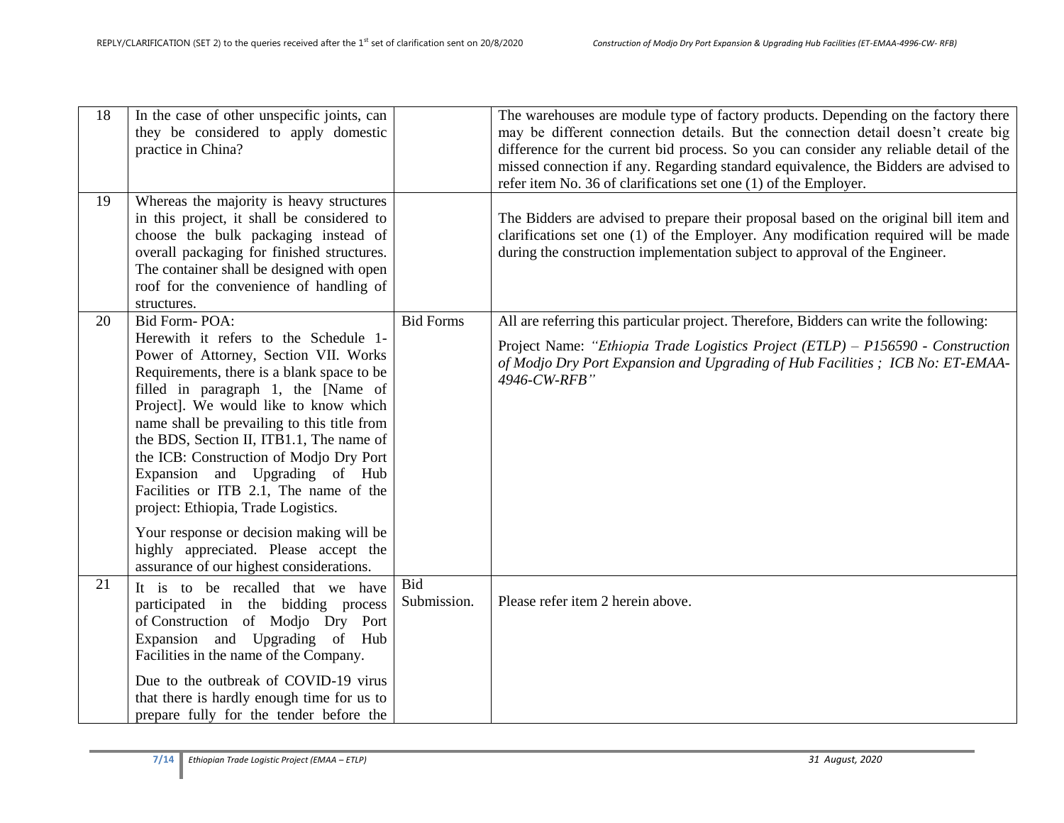| | | | |
|---|---|---|---|
| 18 | In the case of other unspecific joints, can they be considered to apply domestic practice in China? | | The warehouses are module type of factory products. Depending on the factory there may be different connection details. But the connection detail doesn't create big difference for the current bid process. So you can consider any reliable detail of the missed connection if any. Regarding standard equivalence, the Bidders are advised to refer item No. 36 of clarifications set one (1) of the Employer. |
| 19 | Whereas the majority is heavy structures in this project, it shall be considered to choose the bulk packaging instead of overall packaging for finished structures. The container shall be designed with open roof for the convenience of handling of structures. | | The Bidders are advised to prepare their proposal based on the original bill item and clarifications set one (1) of the Employer. Any modification required will be made during the construction implementation subject to approval of the Engineer. |
| 20 | Bid Form- POA:<br>Herewith it refers to the Schedule 1- Power of Attorney, Section VII. Works Requirements, there is a blank space to be filled in paragraph 1, the [Name of Project]. We would like to know which name shall be prevailing to this title from the BDS, Section II, ITB1.1, The name of the ICB: Construction of Modjo Dry Port Expansion and Upgrading of Hub Facilities or ITB 2.1, The name of the project: Ethiopia, Trade Logistics.<br><br>Your response or decision making will be highly appreciated. Please accept the assurance of our highest considerations. | Bid Forms | All are referring this particular project. Therefore, Bidders can write the following:<br><br>Project Name: *"Ethiopia Trade Logistics Project (ETLP) – P156590 - Construction of Modjo Dry Port Expansion and Upgrading of Hub Facilities ; ICB No: ET-EMAA-4946-CW-RFB"* |
| 21 | It is to be recalled that we have participated in the bidding process of Construction of Modjo Dry Port Expansion and Upgrading of Hub Facilities in the name of the Company.<br><br>Due to the outbreak of COVID-19 virus that there is hardly enough time for us to prepare fully for the tender before the | Bid Submission. | Please refer item 2 herein above. |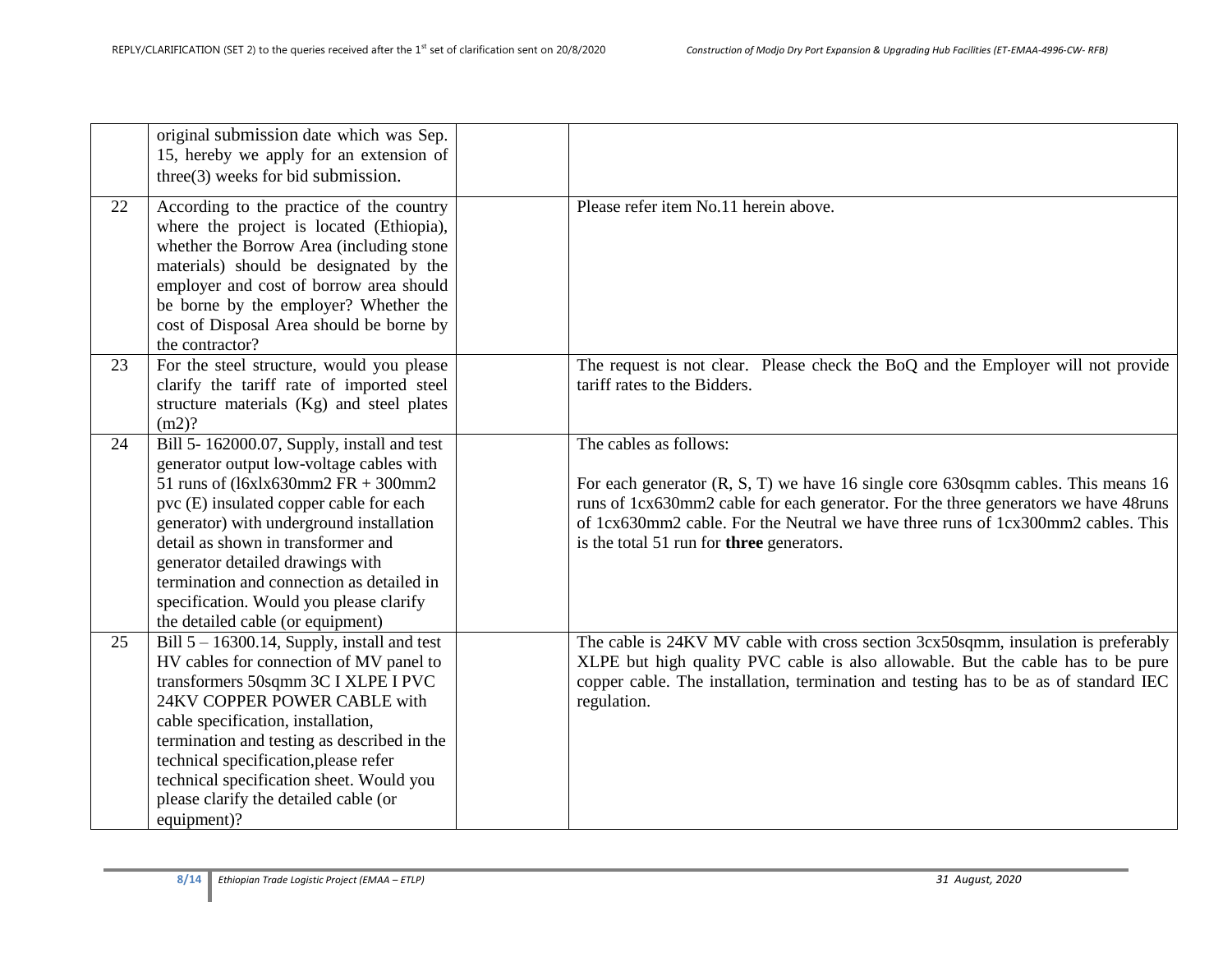| | | | |
|---|---|---|---|
| | original submission date which was Sep. 15, hereby we apply for an extension of three(3) weeks for bid submission. | | |
| 22 | According to the practice of the country where the project is located (Ethiopia), whether the Borrow Area (including stone materials) should be designated by the employer and cost of borrow area should be borne by the employer? Whether the cost of Disposal Area should be borne by the contractor? | | Please refer item No.11 herein above. |
| 23 | For the steel structure, would you please clarify the tariff rate of imported steel structure materials (Kg) and steel plates (m2)? | | The request is not clear. Please check the BoQ and the Employer will not provide tariff rates to the Bidders. |
| 24 | Bill 5- 162000.07, Supply, install and test generator output low-voltage cables with 51 runs of (l6xlx630mm2 FR + 300mm2 pvc (E) insulated copper cable for each generator) with underground installation detail as shown in transformer and generator detailed drawings with termination and connection as detailed in specification. Would you please clarify the detailed cable (or equipment) | | The cables as follows:<br><br>For each generator (R, S, T) we have 16 single core 630sqmm cables. This means 16 runs of 1cx630mm2 cable for each generator. For the three generators we have 48runs of 1cx630mm2 cable. For the Neutral we have three runs of 1cx300mm2 cables. This is the total 51 run for **three** generators. |
| 25 | Bill 5 – 16300.14, Supply, install and test HV cables for connection of MV panel to transformers 50sqmm 3C I XLPE I PVC 24KV COPPER POWER CABLE with cable specification, installation, termination and testing as described in the technical specification,please refer technical specification sheet. Would you please clarify the detailed cable (or equipment)? | | The cable is 24KV MV cable with cross section 3cx50sqmm, insulation is preferably XLPE but high quality PVC cable is also allowable. But the cable has to be pure copper cable. The installation, termination and testing has to be as of standard IEC regulation. |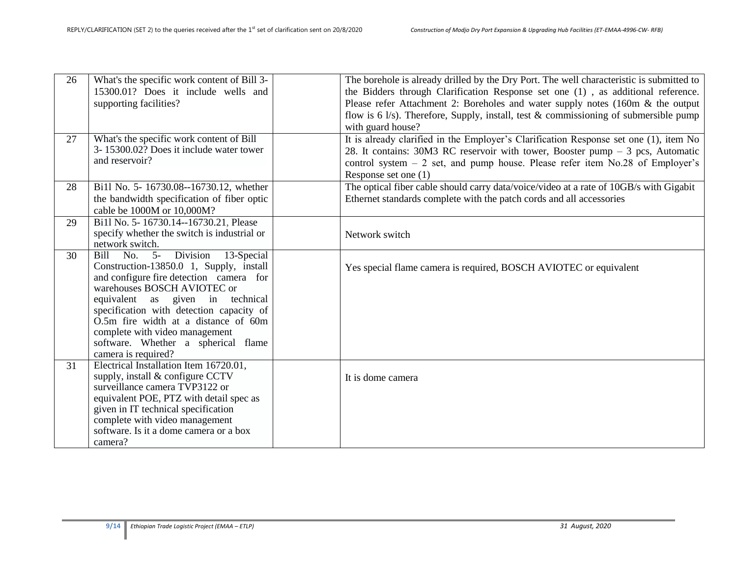| 26 | What's the specific work content of Bill 3-15300.01? Does it include wells and supporting facilities? | | The borehole is already drilled by the Dry Port. The well characteristic is submitted to the Bidders through Clarification Response set one (1) , as additional reference. Please refer Attachment 2: Boreholes and water supply notes (160m & the output flow is 6 l/s). Therefore, Supply, install, test & commissioning of submersible pump with guard house? |
|---|---|---|---|
| 27 | What's the specific work content of Bill 3- 15300.02? Does it include water tower and reservoir? | | It is already clarified in the Employer's Clarification Response set one (1), item No 28. It contains: 30M3 RC reservoir with tower, Booster pump – 3 pcs, Automatic control system – 2 set, and pump house. Please refer item No.28 of Employer's Response set one (1) |
| 28 | Bi1l No. 5- 16730.08--16730.12, whether the bandwidth specification of fiber optic cable be 1000M or 10,000M? | | The optical fiber cable should carry data/voice/video at a rate of 10GB/s with Gigabit Ethernet standards complete with the patch cords and all accessories |
| 29 | Bi1l No. 5- 16730.14--16730.21, Please specify whether the switch is industrial or network switch. | | Network switch |
| 30 | Bill No. 5- Division 13-Special Construction-13850.0 1, Supply, install and configure fire detection camera for warehouses BOSCH AVIOTEC or equivalent as given in technical specification with detection capacity of O.5m fire width at a distance of 60m complete with video management software. Whether a spherical flame camera is required? | | Yes special flame camera is required, BOSCH AVIOTEC or equivalent |
| 31 | Electrical Installation Item 16720.01, supply, install & configure CCTV surveillance camera TVP3122 or equivalent POE, PTZ with detail spec as given in IT technical specification complete with video management software. Is it a dome camera or a box camera? | | It is dome camera |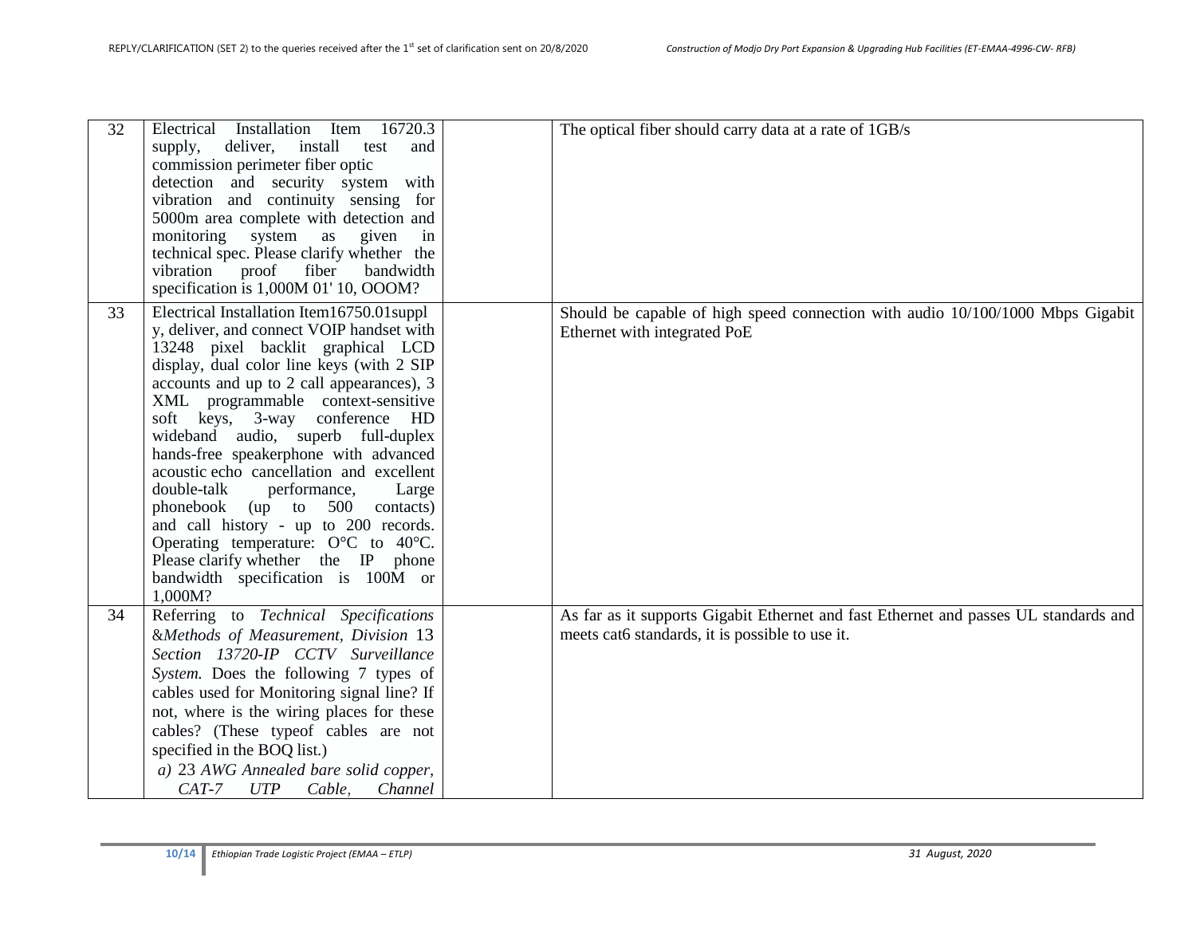| 32 | Electrical Installation Item 16720.3 supply, deliver, install test and commission perimeter fiber optic detection and security system with vibration and continuity sensing for 5000m area complete with detection and monitoring system as given in technical spec. Please clarify whether the vibration proof fiber bandwidth specification is 1,000M 01' 10, OOOM? | | The optical fiber should carry data at a rate of 1GB/s |
|---|---|---|---|
| 33 | Electrical Installation Item16750.01supply, deliver, and connect VOIP handset with 13248 pixel backlit graphical LCD display, dual color line keys (with 2 SIP accounts and up to 2 call appearances), 3 XML programmable context-sensitive soft keys, 3-way conference HD wideband audio, superb full-duplex hands-free speakerphone with advanced acoustic echo cancellation and excellent double-talk performance, Large phonebook (up to 500 contacts) and call history - up to 200 records. Operating temperature: O°C to 40°C. Please clarify whether the IP phone bandwidth specification is 100M or 1,000M? | | Should be capable of high speed connection with audio 10/100/1000 Mbps Gigabit Ethernet with integrated PoE |
| 34 | Referring to *Technical Specifications &Methods of Measurement, Division* 13 *Section 13720-IP CCTV Surveillance System.* Does the following 7 types of cables used for Monitoring signal line? If not, where is the wiring places for these cables? (These typeof cables are not specified in the BOQ list.)<br>*a)* 23 *AWG Annealed bare solid copper, CAT-7 UTP Cable, Channel* | | As far as it supports Gigabit Ethernet and fast Ethernet and passes UL standards and meets cat6 standards, it is possible to use it. |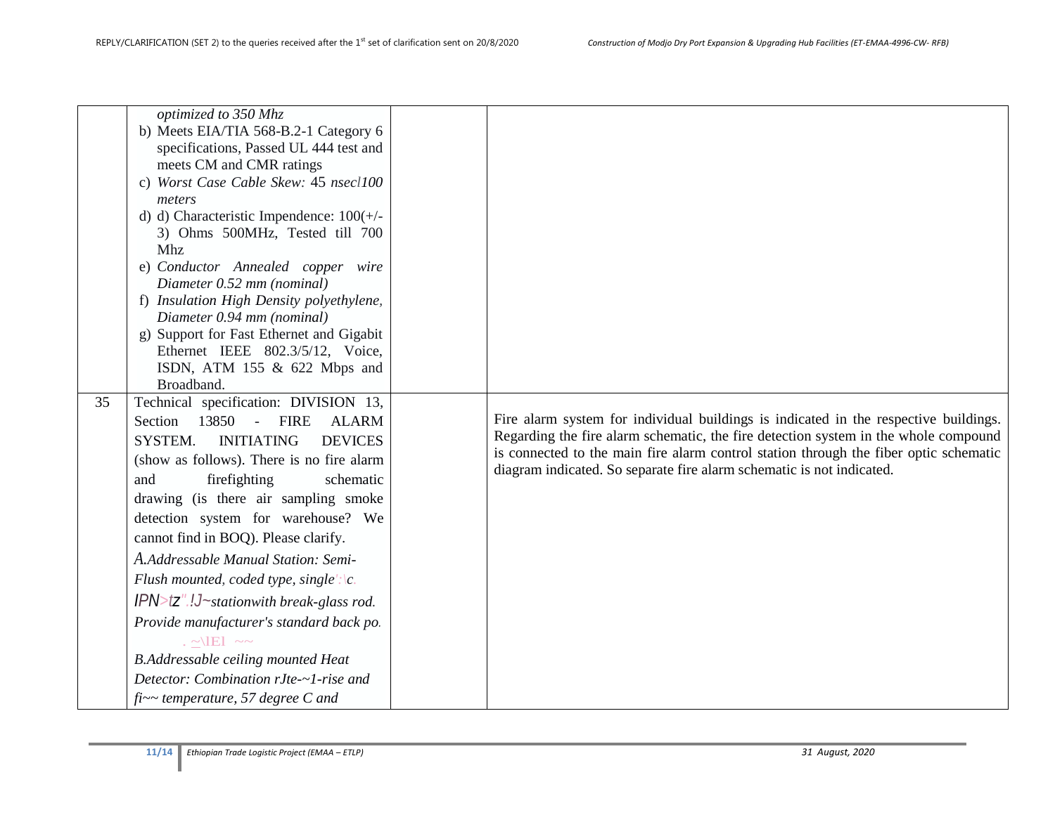| | | | |
|---|---|---|---|
| | *optimized to 350 Mhz*<br>b) Meets EIA/TIA 568-B.2-1 Category 6 specifications, Passed UL 444 test and meets CM and CMR ratings<br>c) *Worst Case Cable Skew:* 45 *nsecl100 meters*<br>d) d) Characteristic Impendence: 100(+/-3) Ohms 500MHz, Tested till 700 Mhz<br>e) *Conductor Annealed copper wire Diameter 0.52 mm (nominal)*<br>f) *Insulation High Density polyethylene, Diameter 0.94 mm (nominal)*<br>g) Support for Fast Ethernet and Gigabit Ethernet IEEE 802.3/5/12, Voice, ISDN, ATM 155 & 622 Mbps and Broadband. | | |
| 35 | Technical specification: DIVISION 13, Section 13850 - FIRE ALARM SYSTEM. INITIATING DEVICES (show as follows). There is no fire alarm and firefighting schematic drawing (is there air sampling smoke detection system for warehouse? We cannot find in BOQ). Please clarify.<br>*A.Addressable Manual Station: Semi-Flush mounted, coded type, single':\c. IPN>tz".!J~stationwith break-glass rod. Provide manufacturer's standard back po.*<br>. ~\lEI ~~<br>*B.Addressable ceiling mounted Heat Detector: Combination rJte-~1-rise and fi~~ temperature, 57 degree C and* | | Fire alarm system for individual buildings is indicated in the respective buildings. Regarding the fire alarm schematic, the fire detection system in the whole compound is connected to the main fire alarm control station through the fiber optic schematic diagram indicated. So separate fire alarm schematic is not indicated. |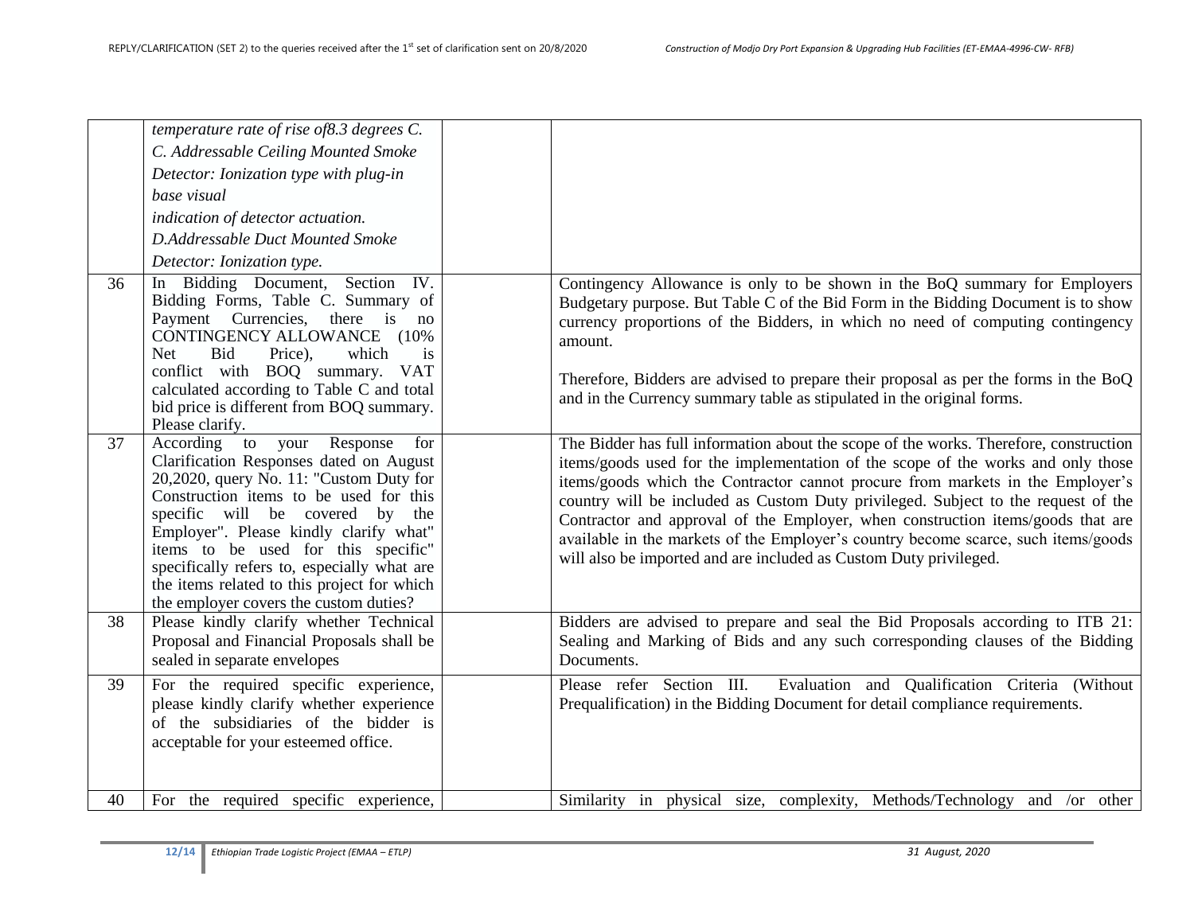| | | | |
|---|---|---|---|
| | *temperature rate of rise of8.3 degrees C.* *C. Addressable Ceiling Mounted Smoke Detector: Ionization type with plug-in base visual indication of detector actuation.* *D.Addressable Duct Mounted Smoke Detector: Ionization type.* | | |
| 36 | In Bidding Document, Section IV. Bidding Forms, Table C. Summary of Payment Currencies, there is no CONTINGENCY ALLOWANCE (10% Net Bid Price), which is conflict with BOQ summary. VAT calculated according to Table C and total bid price is different from BOQ summary. Please clarify. | | Contingency Allowance is only to be shown in the BoQ summary for Employers Budgetary purpose. But Table C of the Bid Form in the Bidding Document is to show currency proportions of the Bidders, in which no need of computing contingency amount.<br><br>Therefore, Bidders are advised to prepare their proposal as per the forms in the BoQ and in the Currency summary table as stipulated in the original forms. |
| 37 | According to your Response for Clarification Responses dated on August 20,2020, query No. 11: "Custom Duty for Construction items to be used for this specific will be covered by the Employer". Please kindly clarify what" items to be used for this specific" specifically refers to, especially what are the items related to this project for which the employer covers the custom duties? | | The Bidder has full information about the scope of the works. Therefore, construction items/goods used for the implementation of the scope of the works and only those items/goods which the Contractor cannot procure from markets in the Employer's country will be included as Custom Duty privileged. Subject to the request of the Contractor and approval of the Employer, when construction items/goods that are available in the markets of the Employer's country become scarce, such items/goods will also be imported and are included as Custom Duty privileged. |
| 38 | Please kindly clarify whether Technical Proposal and Financial Proposals shall be sealed in separate envelopes | | Bidders are advised to prepare and seal the Bid Proposals according to ITB 21: Sealing and Marking of Bids and any such corresponding clauses of the Bidding Documents. |
| 39 | For the required specific experience, please kindly clarify whether experience of the subsidiaries of the bidder is acceptable for your esteemed office. | | Please refer Section III. Evaluation and Qualification Criteria (Without Prequalification) in the Bidding Document for detail compliance requirements. |
| 40 | For the required specific experience, | | Similarity in physical size, complexity, Methods/Technology and /or other |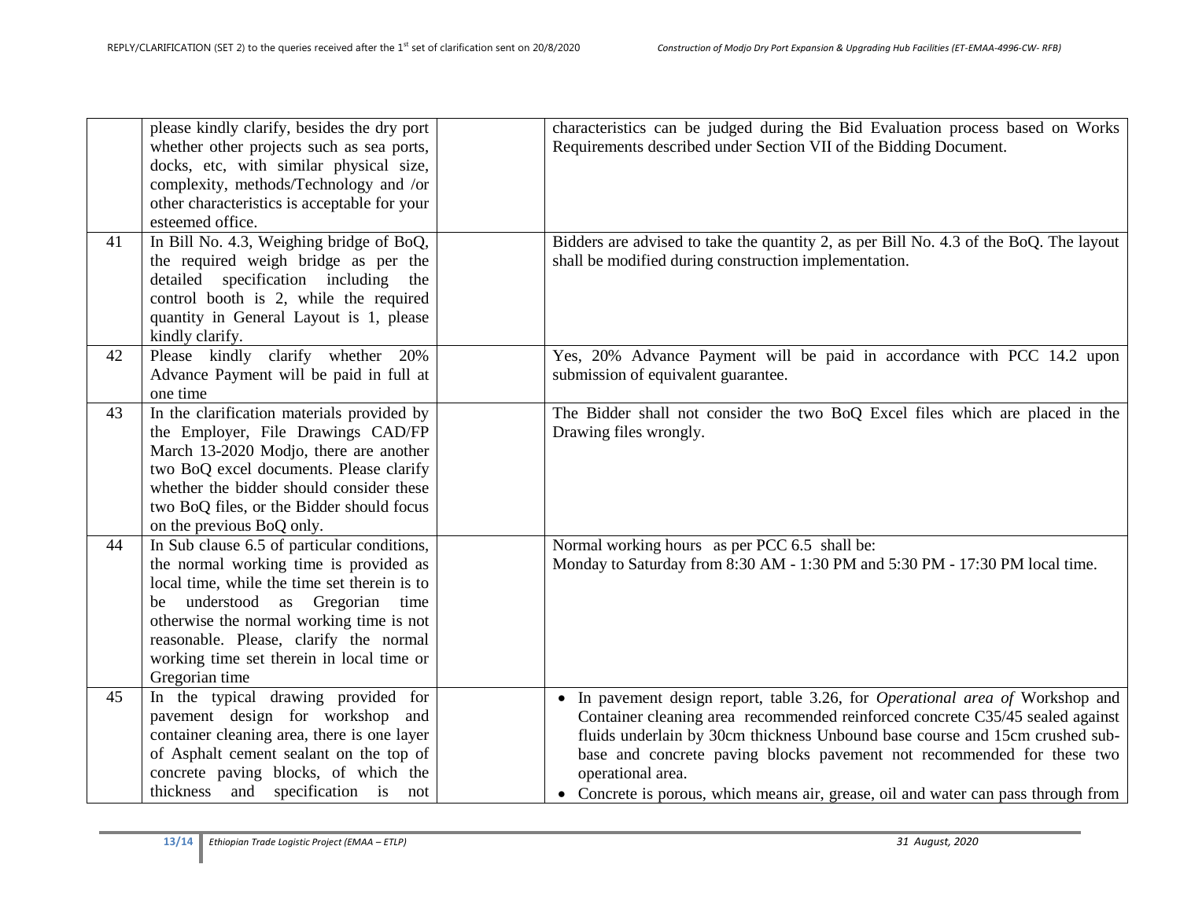| | | | |
|---|---|---|---|
| | please kindly clarify, besides the dry port whether other projects such as sea ports, docks, etc, with similar physical size, complexity, methods/Technology and /or other characteristics is acceptable for your esteemed office. | | characteristics can be judged during the Bid Evaluation process based on Works Requirements described under Section VII of the Bidding Document. |
| 41 | In Bill No. 4.3, Weighing bridge of BoQ, the required weigh bridge as per the detailed specification including the control booth is 2, while the required quantity in General Layout is 1, please kindly clarify. | | Bidders are advised to take the quantity 2, as per Bill No. 4.3 of the BoQ. The layout shall be modified during construction implementation. |
| 42 | Please kindly clarify whether 20% Advance Payment will be paid in full at one time | | Yes, 20% Advance Payment will be paid in accordance with PCC 14.2 upon submission of equivalent guarantee. |
| 43 | In the clarification materials provided by the Employer, File Drawings CAD/FP March 13-2020 Modjo, there are another two BoQ excel documents. Please clarify whether the bidder should consider these two BoQ files, or the Bidder should focus on the previous BoQ only. | | The Bidder shall not consider the two BoQ Excel files which are placed in the Drawing files wrongly. |
| 44 | In Sub clause 6.5 of particular conditions, the normal working time is provided as local time, while the time set therein is to be understood as Gregorian time otherwise the normal working time is not reasonable. Please, clarify the normal working time set therein in local time or Gregorian time | | Normal working hours as per PCC 6.5 shall be:<br>Monday to Saturday from 8:30 AM - 1:30 PM and 5:30 PM - 17:30 PM local time. |
| 45 | In the typical drawing provided for pavement design for workshop and container cleaning area, there is one layer of Asphalt cement sealant on the top of concrete paving blocks, of which the thickness and specification is not | | • In pavement design report, table 3.26, for *Operational area of* Workshop and Container cleaning area recommended reinforced concrete C35/45 sealed against fluids underlain by 30cm thickness Unbound base course and 15cm crushed sub-base and concrete paving blocks pavement not recommended for these two operational area.<br>• Concrete is porous, which means air, grease, oil and water can pass through from |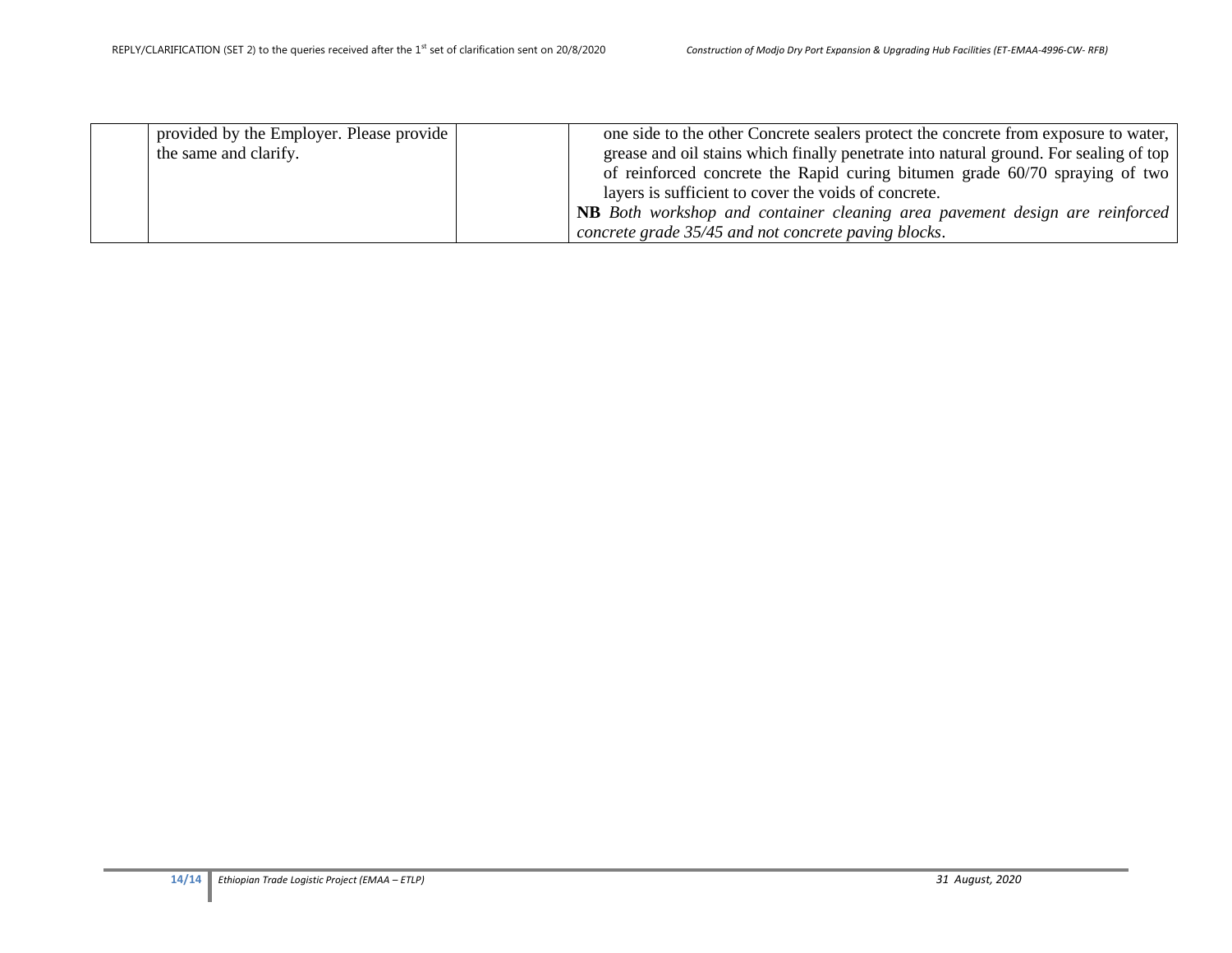| | | | |
|---|---|---|---|
| | provided by the Employer. Please provide the same and clarify. | | one side to the other Concrete sealers protect the concrete from exposure to water, grease and oil stains which finally penetrate into natural ground. For sealing of top of reinforced concrete the Rapid curing bitumen grade 60/70 spraying of two layers is sufficient to cover the voids of concrete.<br>**NB** *Both workshop and container cleaning area pavement design are reinforced concrete grade 35/45 and not concrete paving blocks*. |